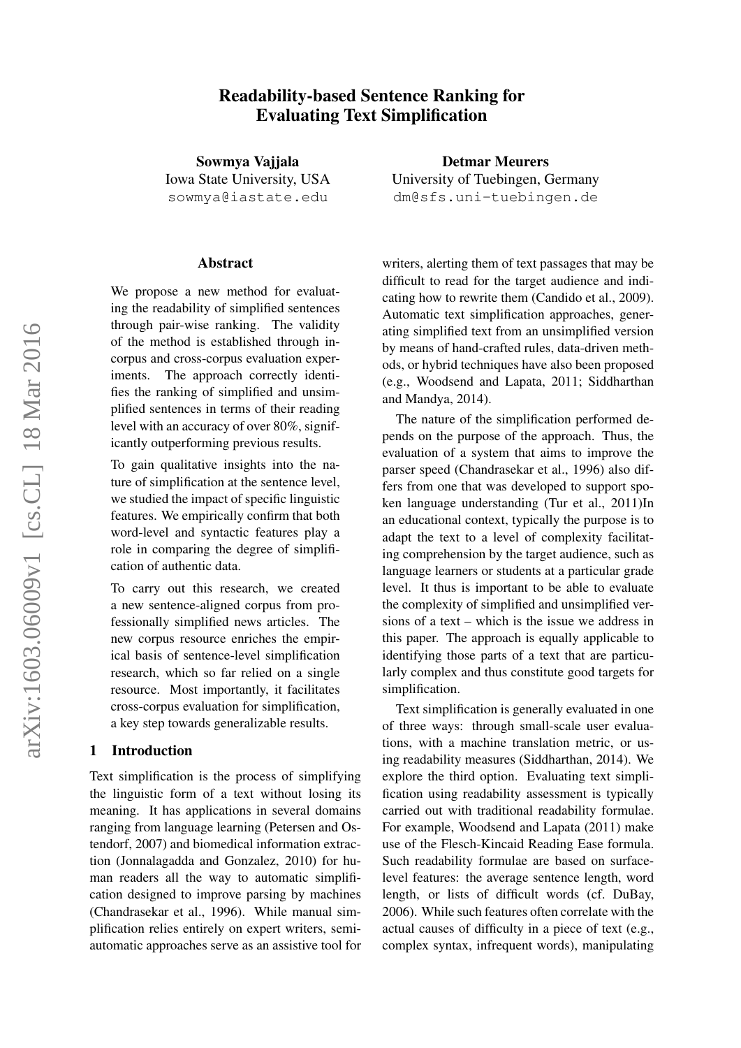# Readability-based Sentence Ranking for Evaluating Text Simplification

**Sowmya Vajjala**
Iowa State University, USA
sowmya@iastate.edu

**Detmar Meurers**
University of Tuebingen, Germany
dm@sfs.uni-tuebingen.de

## Abstract

We propose a new method for evaluating the readability of simplified sentences through pair-wise ranking. The validity of the method is established through in-corpus and cross-corpus evaluation experiments. The approach correctly identifies the ranking of simplified and unsimplified sentences in terms of their reading level with an accuracy of over 80%, significantly outperforming previous results.

To gain qualitative insights into the nature of simplification at the sentence level, we studied the impact of specific linguistic features. We empirically confirm that both word-level and syntactic features play a role in comparing the degree of simplification of authentic data.

To carry out this research, we created a new sentence-aligned corpus from professionally simplified news articles. The new corpus resource enriches the empirical basis of sentence-level simplification research, which so far relied on a single resource. Most importantly, it facilitates cross-corpus evaluation for simplification, a key step towards generalizable results.

## 1 Introduction

Text simplification is the process of simplifying the linguistic form of a text without losing its meaning. It has applications in several domains ranging from language learning (Petersen and Ostendorf, 2007) and biomedical information extraction (Jonnalagadda and Gonzalez, 2010) for human readers all the way to automatic simplification designed to improve parsing by machines (Chandrasekar et al., 1996). While manual simplification relies entirely on expert writers, semi-automatic approaches serve as an assistive tool for writers, alerting them of text passages that may be difficult to read for the target audience and indicating how to rewrite them (Candido et al., 2009). Automatic text simplification approaches, generating simplified text from an unsimplified version by means of hand-crafted rules, data-driven methods, or hybrid techniques have also been proposed (e.g., Woodsend and Lapata, 2011; Siddharthan and Mandya, 2014).

The nature of the simplification performed depends on the purpose of the approach. Thus, the evaluation of a system that aims to improve the parser speed (Chandrasekar et al., 1996) also differs from one that was developed to support spoken language understanding (Tur et al., 2011)In an educational context, typically the purpose is to adapt the text to a level of complexity facilitating comprehension by the target audience, such as language learners or students at a particular grade level. It thus is important to be able to evaluate the complexity of simplified and unsimplified versions of a text – which is the issue we address in this paper. The approach is equally applicable to identifying those parts of a text that are particularly complex and thus constitute good targets for simplification.

Text simplification is generally evaluated in one of three ways: through small-scale user evaluations, with a machine translation metric, or using readability measures (Siddharthan, 2014). We explore the third option. Evaluating text simplification using readability assessment is typically carried out with traditional readability formulae. For example, Woodsend and Lapata (2011) make use of the Flesch-Kincaid Reading Ease formula. Such readability formulae are based on surface-level features: the average sentence length, word length, or lists of difficult words (cf. DuBay, 2006). While such features often correlate with the actual causes of difficulty in a piece of text (e.g., complex syntax, infrequent words), manipulating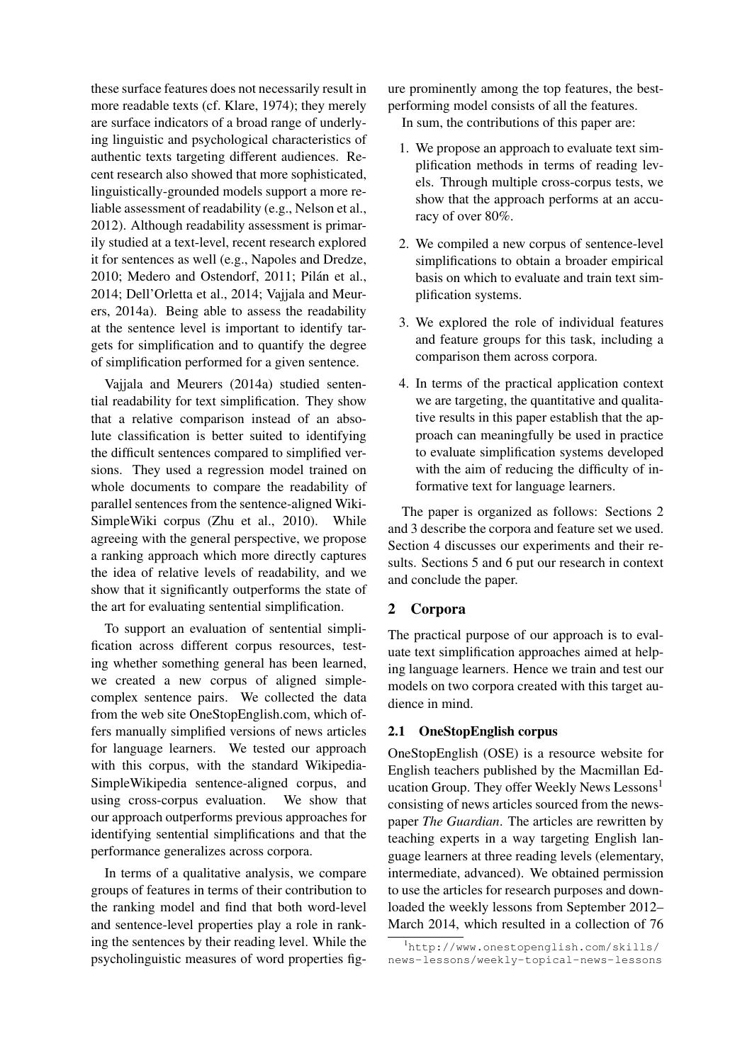these surface features does not necessarily result in more readable texts (cf. Klare, 1974); they merely are surface indicators of a broad range of underlying linguistic and psychological characteristics of authentic texts targeting different audiences. Recent research also showed that more sophisticated, linguistically-grounded models support a more reliable assessment of readability (e.g., Nelson et al., 2012). Although readability assessment is primarily studied at a text-level, recent research explored it for sentences as well (e.g., Napoles and Dredze, 2010; Medero and Ostendorf, 2011; Pilán et al., 2014; Dell'Orletta et al., 2014; Vajjala and Meurers, 2014a). Being able to assess the readability at the sentence level is important to identify targets for simplification and to quantify the degree of simplification performed for a given sentence.

Vajjala and Meurers (2014a) studied sentential readability for text simplification. They show that a relative comparison instead of an absolute classification is better suited to identifying the difficult sentences compared to simplified versions. They used a regression model trained on whole documents to compare the readability of parallel sentences from the sentence-aligned Wiki-SimpleWiki corpus (Zhu et al., 2010). While agreeing with the general perspective, we propose a ranking approach which more directly captures the idea of relative levels of readability, and we show that it significantly outperforms the state of the art for evaluating sentential simplification.

To support an evaluation of sentential simplification across different corpus resources, testing whether something general has been learned, we created a new corpus of aligned simple-complex sentence pairs. We collected the data from the web site OneStopEnglish.com, which offers manually simplified versions of news articles for language learners. We tested our approach with this corpus, with the standard Wikipedia-SimpleWikipedia sentence-aligned corpus, and using cross-corpus evaluation. We show that our approach outperforms previous approaches for identifying sentential simplifications and that the performance generalizes across corpora.

In terms of a qualitative analysis, we compare groups of features in terms of their contribution to the ranking model and find that both word-level and sentence-level properties play a role in ranking the sentences by their reading level. While the psycholinguistic measures of word properties figure prominently among the top features, the best-performing model consists of all the features.

In sum, the contributions of this paper are:

1. We propose an approach to evaluate text simplification methods in terms of reading levels. Through multiple cross-corpus tests, we show that the approach performs at an accuracy of over 80%.
2. We compiled a new corpus of sentence-level simplifications to obtain a broader empirical basis on which to evaluate and train text simplification systems.
3. We explored the role of individual features and feature groups for this task, including a comparison them across corpora.
4. In terms of the practical application context we are targeting, the quantitative and qualitative results in this paper establish that the approach can meaningfully be used in practice to evaluate simplification systems developed with the aim of reducing the difficulty of informative text for language learners.

The paper is organized as follows: Sections 2 and 3 describe the corpora and feature set we used. Section 4 discusses our experiments and their results. Sections 5 and 6 put our research in context and conclude the paper.

## 2 Corpora

The practical purpose of our approach is to evaluate text simplification approaches aimed at helping language learners. Hence we train and test our models on two corpora created with this target audience in mind.

### 2.1 OneStopEnglish corpus

OneStopEnglish (OSE) is a resource website for English teachers published by the Macmillan Education Group. They offer Weekly News Lessons[1] consisting of news articles sourced from the newspaper *The Guardian*. The articles are rewritten by teaching experts in a way targeting English language learners at three reading levels (elementary, intermediate, advanced). We obtained permission to use the articles for research purposes and downloaded the weekly lessons from September 2012–March 2014, which resulted in a collection of 76

[1] http://www.onestopenglish.com/skills/news-lessons/weekly-topical-news-lessons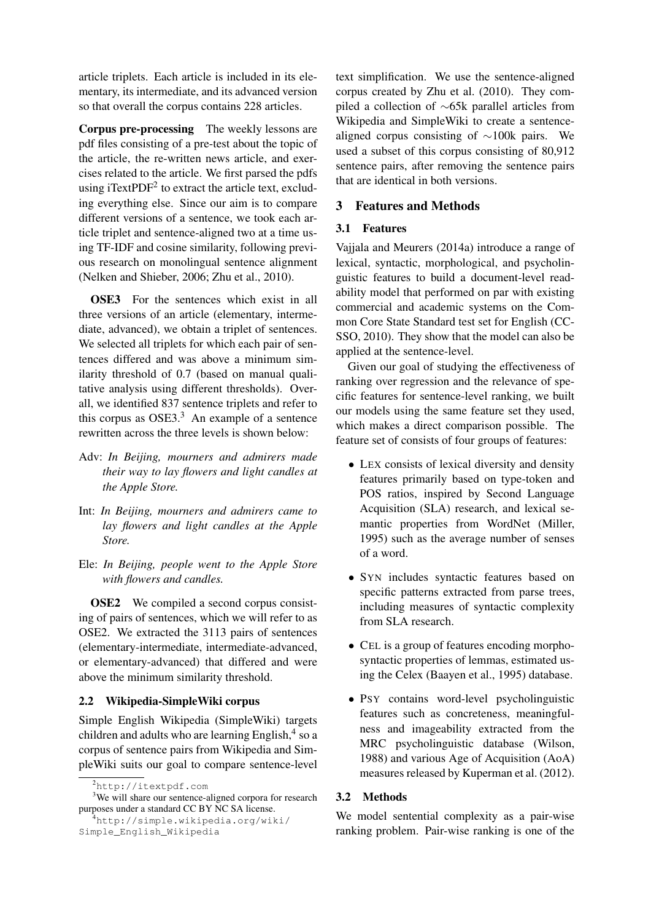article triplets. Each article is included in its elementary, its intermediate, and its advanced version so that overall the corpus contains 228 articles.

**Corpus pre-processing** The weekly lessons are pdf files consisting of a pre-test about the topic of the article, the re-written news article, and exercises related to the article. We first parsed the pdfs using iTextPDF[2] to extract the article text, excluding everything else. Since our aim is to compare different versions of a sentence, we took each article triplet and sentence-aligned two at a time using TF-IDF and cosine similarity, following previous research on monolingual sentence alignment (Nelken and Shieber, 2006; Zhu et al., 2010).

**OSE3** For the sentences which exist in all three versions of an article (elementary, intermediate, advanced), we obtain a triplet of sentences. We selected all triplets for which each pair of sentences differed and was above a minimum similarity threshold of 0.7 (based on manual qualitative analysis using different thresholds). Overall, we identified 837 sentence triplets and refer to this corpus as OSE3.[3] An example of a sentence rewritten across the three levels is shown below:

Adv: *In Beijing, mourners and admirers made their way to lay flowers and light candles at the Apple Store.*

Int: *In Beijing, mourners and admirers came to lay flowers and light candles at the Apple Store.*

Ele: *In Beijing, people went to the Apple Store with flowers and candles.*

**OSE2** We compiled a second corpus consisting of pairs of sentences, which we will refer to as OSE2. We extracted the 3113 pairs of sentences (elementary-intermediate, intermediate-advanced, or elementary-advanced) that differed and were above the minimum similarity threshold.

### 2.2 Wikipedia-SimpleWiki corpus

Simple English Wikipedia (SimpleWiki) targets children and adults who are learning English,[4] so a corpus of sentence pairs from Wikipedia and SimpleWiki suits our goal to compare sentence-level text simplification. We use the sentence-aligned corpus created by Zhu et al. (2010). They compiled a collection of ∼65k parallel articles from Wikipedia and SimpleWiki to create a sentence-aligned corpus consisting of ∼100k pairs. We used a subset of this corpus consisting of 80,912 sentence pairs, after removing the sentence pairs that are identical in both versions.

## 3 Features and Methods

### 3.1 Features

Vajjala and Meurers (2014a) introduce a range of lexical, syntactic, morphological, and psycholinguistic features to build a document-level readability model that performed on par with existing commercial and academic systems on the Common Core State Standard test set for English (CCSSO, 2010). They show that the model can also be applied at the sentence-level.

Given our goal of studying the effectiveness of ranking over regression and the relevance of specific features for sentence-level ranking, we built our models using the same feature set they used, which makes a direct comparison possible. The feature set of consists of four groups of features:

- LEX consists of lexical diversity and density features primarily based on type-token and POS ratios, inspired by Second Language Acquisition (SLA) research, and lexical semantic properties from WordNet (Miller, 1995) such as the average number of senses of a word.
- SYN includes syntactic features based on specific patterns extracted from parse trees, including measures of syntactic complexity from SLA research.
- CEL is a group of features encoding morpho-syntactic properties of lemmas, estimated using the Celex (Baayen et al., 1995) database.
- PSY contains word-level psycholinguistic features such as concreteness, meaningfulness and imageability extracted from the MRC psycholinguistic database (Wilson, 1988) and various Age of Acquisition (AoA) measures released by Kuperman et al. (2012).

### 3.2 Methods

We model sentential complexity as a pair-wise ranking problem. Pair-wise ranking is one of the

[2] http://itextpdf.com

[3] We will share our sentence-aligned corpora for research purposes under a standard CC BY NC SA license.

[4] http://simple.wikipedia.org/wiki/Simple_English_Wikipedia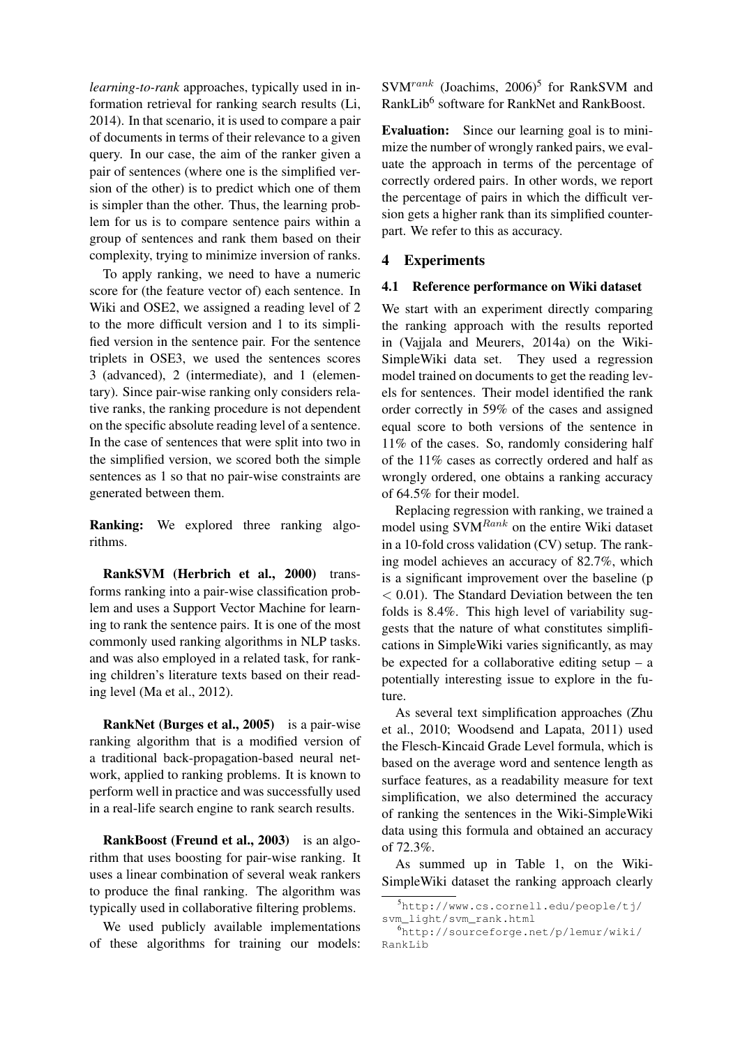*learning-to-rank* approaches, typically used in information retrieval for ranking search results (Li, 2014). In that scenario, it is used to compare a pair of documents in terms of their relevance to a given query. In our case, the aim of the ranker given a pair of sentences (where one is the simplified version of the other) is to predict which one of them is simpler than the other. Thus, the learning problem for us is to compare sentence pairs within a group of sentences and rank them based on their complexity, trying to minimize inversion of ranks.

To apply ranking, we need to have a numeric score for (the feature vector of) each sentence. In Wiki and OSE2, we assigned a reading level of 2 to the more difficult version and 1 to its simplified version in the sentence pair. For the sentence triplets in OSE3, we used the sentences scores 3 (advanced), 2 (intermediate), and 1 (elementary). Since pair-wise ranking only considers relative ranks, the ranking procedure is not dependent on the specific absolute reading level of a sentence. In the case of sentences that were split into two in the simplified version, we scored both the simple sentences as 1 so that no pair-wise constraints are generated between them.

**Ranking:** We explored three ranking algorithms.

**RankSVM (Herbrich et al., 2000)** transforms ranking into a pair-wise classification problem and uses a Support Vector Machine for learning to rank the sentence pairs. It is one of the most commonly used ranking algorithms in NLP tasks. and was also employed in a related task, for ranking children's literature texts based on their reading level (Ma et al., 2012).

**RankNet (Burges et al., 2005)** is a pair-wise ranking algorithm that is a modified version of a traditional back-propagation-based neural network, applied to ranking problems. It is known to perform well in practice and was successfully used in a real-life search engine to rank search results.

**RankBoost (Freund et al., 2003)** is an algorithm that uses boosting for pair-wise ranking. It uses a linear combination of several weak rankers to produce the final ranking. The algorithm was typically used in collaborative filtering problems.

We used publicly available implementations of these algorithms for training our models: SVM$^{rank}$ (Joachims, 2006)[5] for RankSVM and RankLib[6] software for RankNet and RankBoost.

**Evaluation:** Since our learning goal is to minimize the number of wrongly ranked pairs, we evaluate the approach in terms of the percentage of correctly ordered pairs. In other words, we report the percentage of pairs in which the difficult version gets a higher rank than its simplified counterpart. We refer to this as accuracy.

## 4 Experiments

### 4.1 Reference performance on Wiki dataset

We start with an experiment directly comparing the ranking approach with the results reported in (Vajjala and Meurers, 2014a) on the Wiki-SimpleWiki data set. They used a regression model trained on documents to get the reading levels for sentences. Their model identified the rank order correctly in 59% of the cases and assigned equal score to both versions of the sentence in 11% of the cases. So, randomly considering half of the 11% cases as correctly ordered and half as wrongly ordered, one obtains a ranking accuracy of 64.5% for their model.

Replacing regression with ranking, we trained a model using SVM$^{Rank}$ on the entire Wiki dataset in a 10-fold cross validation (CV) setup. The ranking model achieves an accuracy of 82.7%, which is a significant improvement over the baseline ($p < 0.01$). The Standard Deviation between the ten folds is 8.4%. This high level of variability suggests that the nature of what constitutes simplifications in SimpleWiki varies significantly, as may be expected for a collaborative editing setup – a potentially interesting issue to explore in the future.

As several text simplification approaches (Zhu et al., 2010; Woodsend and Lapata, 2011) used the Flesch-Kincaid Grade Level formula, which is based on the average word and sentence length as surface features, as a readability measure for text simplification, we also determined the accuracy of ranking the sentences in the Wiki-SimpleWiki data using this formula and obtained an accuracy of 72.3%.

As summed up in Table 1, on the Wiki-SimpleWiki dataset the ranking approach clearly

[5] http://www.cs.cornell.edu/people/tj/svm_light/svm_rank.html

[6] http://sourceforge.net/p/lemur/wiki/RankLib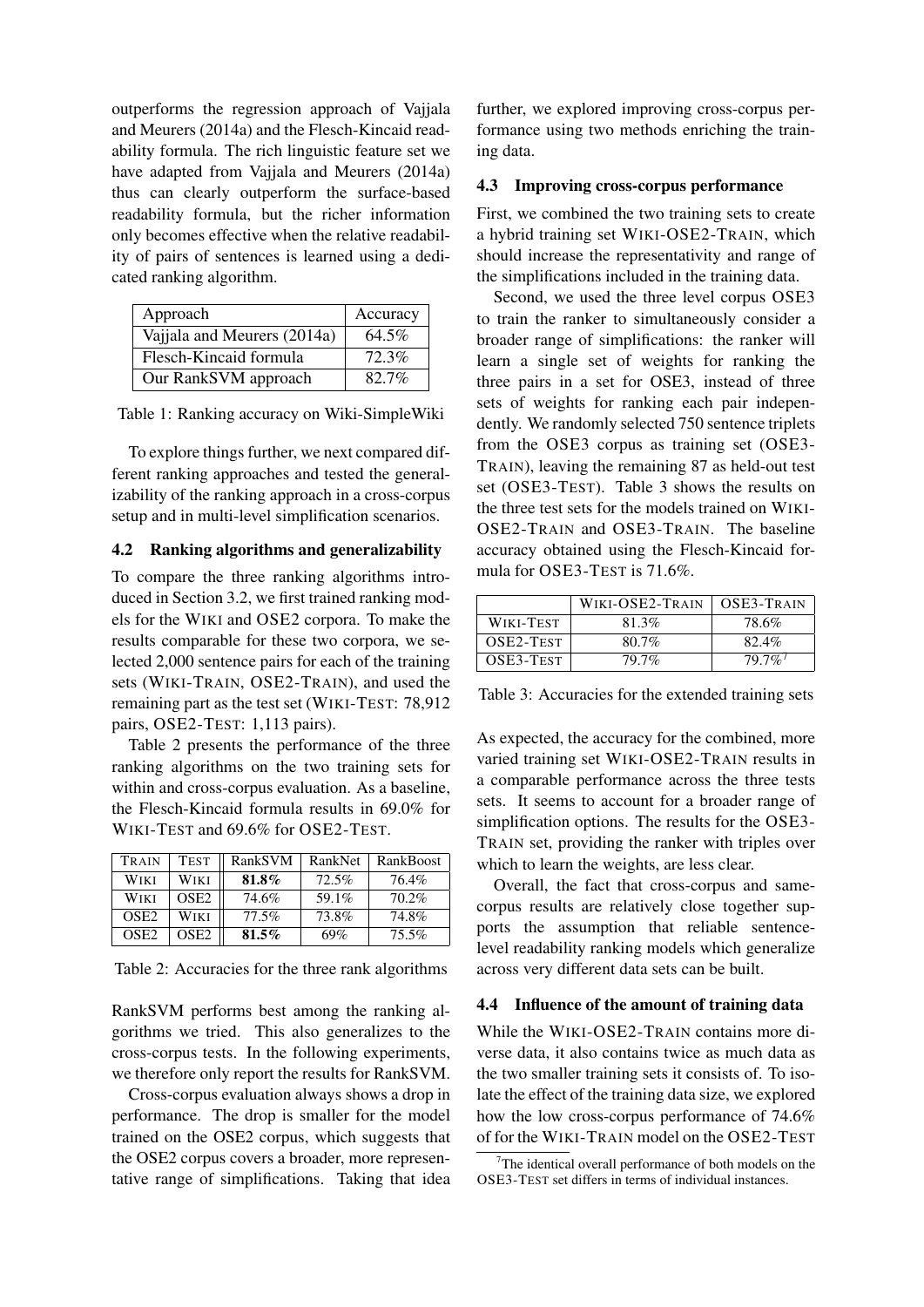outperforms the regression approach of Vajjala and Meurers (2014a) and the Flesch-Kincaid readability formula. The rich linguistic feature set we have adapted from Vajjala and Meurers (2014a) thus can clearly outperform the surface-based readability formula, but the richer information only becomes effective when the relative readability of pairs of sentences is learned using a dedicated ranking algorithm.

| Approach | Accuracy |
|---|---|
| Vajjala and Meurers (2014a) | 64.5% |
| Flesch-Kincaid formula | 72.3% |
| Our RankSVM approach | 82.7% |

Table 1: Ranking accuracy on Wiki-SimpleWiki

To explore things further, we next compared different ranking approaches and tested the generalizability of the ranking approach in a cross-corpus setup and in multi-level simplification scenarios.

### 4.2 Ranking algorithms and generalizability

To compare the three ranking algorithms introduced in Section 3.2, we first trained ranking models for the WIKI and OSE2 corpora. To make the results comparable for these two corpora, we selected 2,000 sentence pairs for each of the training sets (WIKI-TRAIN, OSE2-TRAIN), and used the remaining part as the test set (WIKI-TEST: 78,912 pairs, OSE2-TEST: 1,113 pairs).

Table 2 presents the performance of the three ranking algorithms on the two training sets for within and cross-corpus evaluation. As a baseline, the Flesch-Kincaid formula results in 69.0% for WIKI-TEST and 69.6% for OSE2-TEST.

| TRAIN | TEST | RankSVM | RankNet | RankBoost |
|---|---|---|---|---|
| WIKI | WIKI | **81.8%** | 72.5% | 76.4% |
| WIKI | OSE2 | 74.6% | 59.1% | 70.2% |
| OSE2 | WIKI | 77.5% | 73.8% | 74.8% |
| OSE2 | OSE2 | **81.5%** | 69% | 75.5% |

Table 2: Accuracies for the three rank algorithms

RankSVM performs best among the ranking algorithms we tried. This also generalizes to the cross-corpus tests. In the following experiments, we therefore only report the results for RankSVM.

Cross-corpus evaluation always shows a drop in performance. The drop is smaller for the model trained on the OSE2 corpus, which suggests that the OSE2 corpus covers a broader, more representative range of simplifications. Taking that idea further, we explored improving cross-corpus performance using two methods enriching the training data.

### 4.3 Improving cross-corpus performance

First, we combined the two training sets to create a hybrid training set WIKI-OSE2-TRAIN, which should increase the representativity and range of the simplifications included in the training data.

Second, we used the three level corpus OSE3 to train the ranker to simultaneously consider a broader range of simplifications: the ranker will learn a single set of weights for ranking the three pairs in a set for OSE3, instead of three sets of weights for ranking each pair independently. We randomly selected 750 sentence triplets from the OSE3 corpus as training set (OSE3-TRAIN), leaving the remaining 87 as held-out test set (OSE3-TEST). Table 3 shows the results on the three test sets for the models trained on WIKI-OSE2-TRAIN and OSE3-TRAIN. The baseline accuracy obtained using the Flesch-Kincaid formula for OSE3-TEST is 71.6%.

| | WIKI-OSE2-TRAIN | OSE3-TRAIN |
|---|---|---|
| WIKI-TEST | 81.3% | 78.6% |
| OSE2-TEST | 80.7% | 82.4% |
| OSE3-TEST | 79.7% | 79.7%[7] |

Table 3: Accuracies for the extended training sets

As expected, the accuracy for the combined, more varied training set WIKI-OSE2-TRAIN results in a comparable performance across the three tests sets. It seems to account for a broader range of simplification options. The results for the OSE3-TRAIN set, providing the ranker with triples over which to learn the weights, are less clear.

Overall, the fact that cross-corpus and same-corpus results are relatively close together supports the assumption that reliable sentence-level readability ranking models which generalize across very different data sets can be built.

### 4.4 Influence of the amount of training data

While the WIKI-OSE2-TRAIN contains more diverse data, it also contains twice as much data as the two smaller training sets it consists of. To isolate the effect of the training data size, we explored how the low cross-corpus performance of 74.6% of for the WIKI-TRAIN model on the OSE2-TEST

[7] The identical overall performance of both models on the OSE3-TEST set differs in terms of individual instances.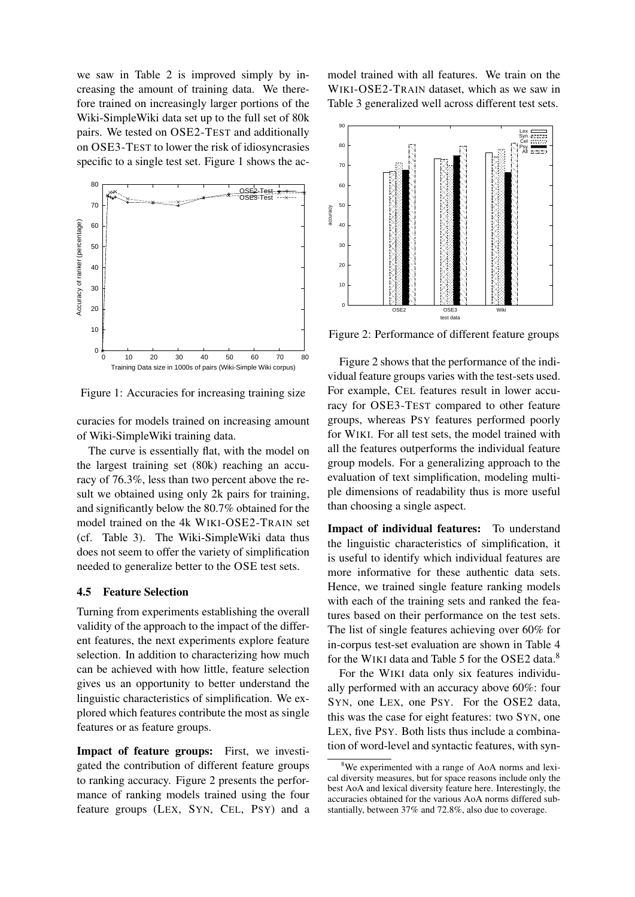we saw in Table 2 is improved simply by increasing the amount of training data. We therefore trained on increasingly larger portions of the Wiki-SimpleWiki data set up to the full set of 80k pairs. We tested on OSE2-TEST and additionally on OSE3-TEST to lower the risk of idiosyncrasies specific to a single test set. Figure 1 shows the accuracies for models trained on increasing amount of Wiki-SimpleWiki training data.

Figure 1: Accuracies for increasing training size

The curve is essentially flat, with the model on the largest training set (80k) reaching an accuracy of 76.3%, less than two percent above the result we obtained using only 2k pairs for training, and significantly below the 80.7% obtained for the model trained on the 4k WIKI-OSE2-TRAIN set (cf. Table 3). The Wiki-SimpleWiki data thus does not seem to offer the variety of simplification needed to generalize better to the OSE test sets.

### 4.5 Feature Selection

Turning from experiments establishing the overall validity of the approach to the impact of the different features, the next experiments explore feature selection. In addition to characterizing how much can be achieved with how little, feature selection gives us an opportunity to better understand the linguistic characteristics of simplification. We explored which features contribute the most as single features or as feature groups.

**Impact of feature groups:** First, we investigated the contribution of different feature groups to ranking accuracy. Figure 2 presents the performance of ranking models trained using the four feature groups (LEX, SYN, CEL, PSY) and a model trained with all features. We train on the WIKI-OSE2-TRAIN dataset, which as we saw in Table 3 generalized well across different test sets.

Figure 2: Performance of different feature groups

Figure 2 shows that the performance of the individual feature groups varies with the test-sets used. For example, CEL features result in lower accuracy for OSE3-TEST compared to other feature groups, whereas PSY features performed poorly for WIKI. For all test sets, the model trained with all the features outperforms the individual feature group models. For a generalizing approach to the evaluation of text simplification, modeling multiple dimensions of readability thus is more useful than choosing a single aspect.

**Impact of individual features:** To understand the linguistic characteristics of simplification, it is useful to identify which individual features are more informative for these authentic data sets. Hence, we trained single feature ranking models with each of the training sets and ranked the features based on their performance on the test sets. The list of single features achieving over 60% for in-corpus test-set evaluation are shown in Table 4 for the WIKI data and Table 5 for the OSE2 data.[8]

For the WIKI data only six features individually performed with an accuracy above 60%: four SYN, one LEX, one PSY. For the OSE2 data, this was the case for eight features: two SYN, one LEX, five PSY. Both lists thus include a combination of word-level and syntactic features, with syn-

[8] We experimented with a range of AoA norms and lexical diversity measures, but for space reasons include only the best AoA and lexical diversity feature here. Interestingly, the accuracies obtained for the various AoA norms differed substantially, between 37% and 72.8%, also due to coverage.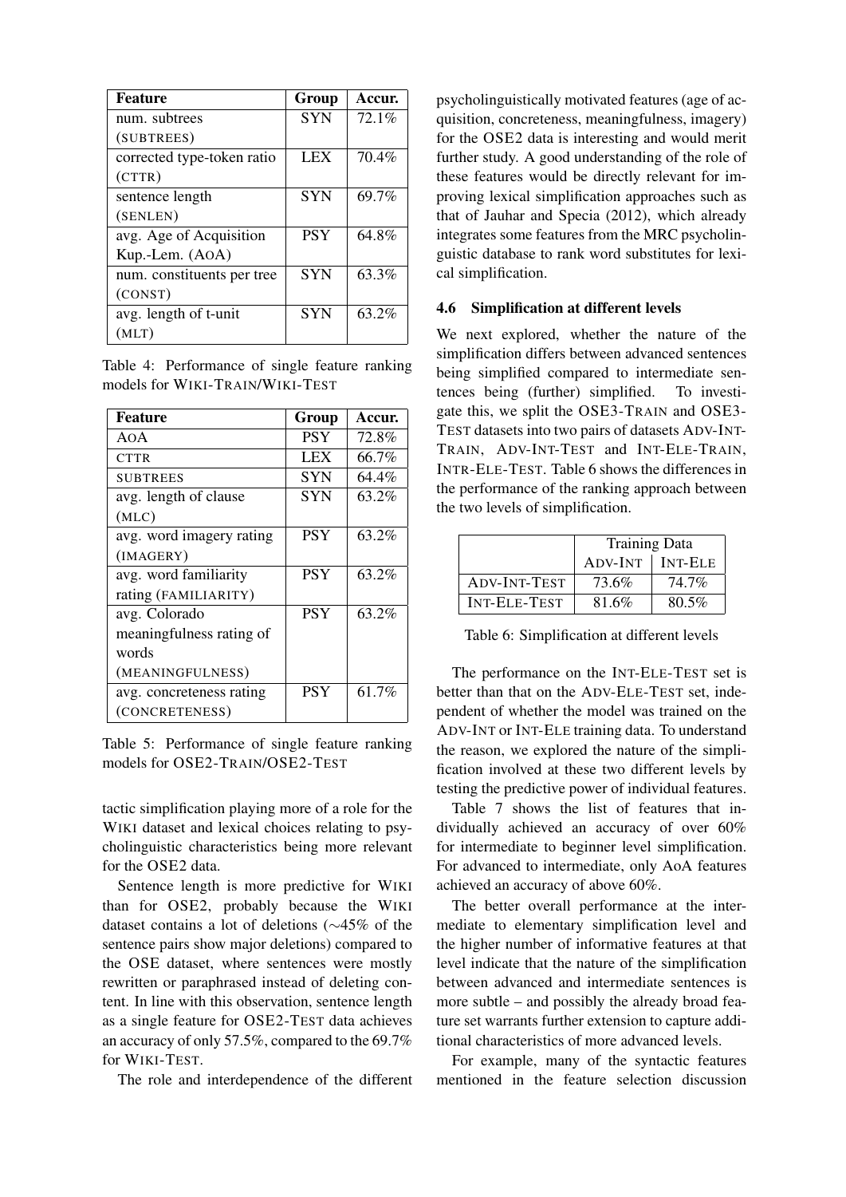| Feature | Group | Accur. |
|---|---|---|
| num. subtrees (SUBTREES) | SYN | 72.1% |
| corrected type-token ratio (CTTR) | LEX | 70.4% |
| sentence length (SENLEN) | SYN | 69.7% |
| avg. Age of Acquisition Kup.-Lem. (AOA) | PSY | 64.8% |
| num. constituents per tree (CONST) | SYN | 63.3% |
| avg. length of t-unit (MLT) | SYN | 63.2% |

Table 4: Performance of single feature ranking models for WIKI-TRAIN/WIKI-TEST

| Feature | Group | Accur. |
|---|---|---|
| AOA | PSY | 72.8% |
| CTTR | LEX | 66.7% |
| SUBTREES | SYN | 64.4% |
| avg. length of clause (MLC) | SYN | 63.2% |
| avg. word imagery rating (IMAGERY) | PSY | 63.2% |
| avg. word familiarity rating (FAMILIARITY) | PSY | 63.2% |
| avg. Colorado meaningfulness rating of words (MEANINGFULNESS) | PSY | 63.2% |
| avg. concreteness rating (CONCRETENESS) | PSY | 61.7% |

Table 5: Performance of single feature ranking models for OSE2-TRAIN/OSE2-TEST

tactic simplification playing more of a role for the WIKI dataset and lexical choices relating to psycholinguistic characteristics being more relevant for the OSE2 data.

Sentence length is more predictive for WIKI than for OSE2, probably because the WIKI dataset contains a lot of deletions (~45% of the sentence pairs show major deletions) compared to the OSE dataset, where sentences were mostly rewritten or paraphrased instead of deleting content. In line with this observation, sentence length as a single feature for OSE2-TEST data achieves an accuracy of only 57.5%, compared to the 69.7% for WIKI-TEST.

The role and interdependence of the different psycholinguistically motivated features (age of acquisition, concreteness, meaningfulness, imagery) for the OSE2 data is interesting and would merit further study. A good understanding of the role of these features would be directly relevant for improving lexical simplification approaches such as that of Jauhar and Specia (2012), which already integrates some features from the MRC psycholinguistic database to rank word substitutes for lexical simplification.

### 4.6 Simplification at different levels

We next explored, whether the nature of the simplification differs between advanced sentences being simplified compared to intermediate sentences being (further) simplified. To investigate this, we split the OSE3-TRAIN and OSE3-TEST datasets into two pairs of datasets ADV-INT-TRAIN, ADV-INT-TEST and INT-ELE-TRAIN, INTR-ELE-TEST. Table 6 shows the differences in the performance of the ranking approach between the two levels of simplification.

| | Training Data | |
|---|---|---|
| | ADV-INT | INT-ELE |
| ADV-INT-TEST | 73.6% | 74.7% |
| INT-ELE-TEST | 81.6% | 80.5% |

Table 6: Simplification at different levels

The performance on the INT-ELE-TEST set is better than that on the ADV-ELE-TEST set, independent of whether the model was trained on the ADV-INT or INT-ELE training data. To understand the reason, we explored the nature of the simplification involved at these two different levels by testing the predictive power of individual features.

Table 7 shows the list of features that individually achieved an accuracy of over 60% for intermediate to beginner level simplification. For advanced to intermediate, only AoA features achieved an accuracy of above 60%.

The better overall performance at the intermediate to elementary simplification level and the higher number of informative features at that level indicate that the nature of the simplification between advanced and intermediate sentences is more subtle – and possibly the already broad feature set warrants further extension to capture additional characteristics of more advanced levels.

For example, many of the syntactic features mentioned in the feature selection discussion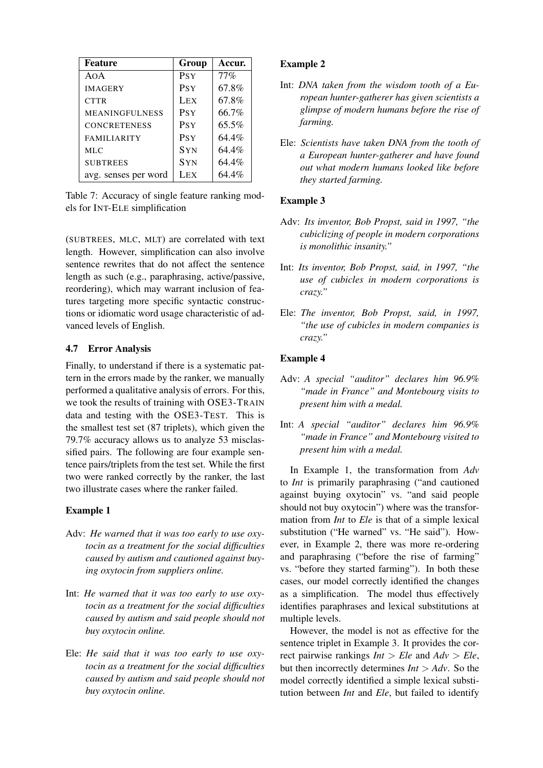| Feature | Group | Accur. |
|---|---|---|
| AoA | Psy | 77% |
| IMAGERY | Psy | 67.8% |
| CTTR | Lex | 67.8% |
| MEANINGFULNESS | Psy | 66.7% |
| CONCRETENESS | Psy | 65.5% |
| FAMILIARITY | Psy | 64.4% |
| MLC | Syn | 64.4% |
| SUBTREES | Syn | 64.4% |
| avg. senses per word | Lex | 64.4% |

Table 7: Accuracy of single feature ranking models for INT-ELE simplification

(SUBTREES, MLC, MLT) are correlated with text length. However, simplification can also involve sentence rewrites that do not affect the sentence length as such (e.g., paraphrasing, active/passive, reordering), which may warrant inclusion of features targeting more specific syntactic constructions or idiomatic word usage characteristic of advanced levels of English.

### 4.7 Error Analysis

Finally, to understand if there is a systematic pattern in the errors made by the ranker, we manually performed a qualitative analysis of errors. For this, we took the results of training with OSE3-TRAIN data and testing with the OSE3-TEST. This is the smallest test set (87 triplets), which given the 79.7% accuracy allows us to analyze 53 misclassified pairs. The following are four example sentence pairs/triplets from the test set. While the first two were ranked correctly by the ranker, the last two illustrate cases where the ranker failed.

**Example 1**

Adv: *He warned that it was too early to use oxytocin as a treatment for the social difficulties caused by autism and cautioned against buying oxytocin from suppliers online.*

Int: *He warned that it was too early to use oxytocin as a treatment for the social difficulties caused by autism and said people should not buy oxytocin online.*

Ele: *He said that it was too early to use oxytocin as a treatment for the social difficulties caused by autism and said people should not buy oxytocin online.*

**Example 2**

Int: *DNA taken from the wisdom tooth of a European hunter-gatherer has given scientists a glimpse of modern humans before the rise of farming.*

Ele: *Scientists have taken DNA from the tooth of a European hunter-gatherer and have found out what modern humans looked like before they started farming.*

**Example 3**

Adv: *Its inventor, Bob Propst, said in 1997, "the cubiclizing of people in modern corporations is monolithic insanity."*

Int: *Its inventor, Bob Propst, said, in 1997, "the use of cubicles in modern corporations is crazy."*

Ele: *The inventor, Bob Propst, said, in 1997, "the use of cubicles in modern companies is crazy."*

**Example 4**

Adv: *A special "auditor" declares him 96.9% "made in France" and Montebourg visits to present him with a medal.*

Int: *A special "auditor" declares him 96.9% "made in France" and Montebourg visited to present him with a medal.*

In Example 1, the transformation from *Adv* to *Int* is primarily paraphrasing ("and cautioned against buying oxytocin" vs. "and said people should not buy oxytocin") where was the transformation from *Int* to *Ele* is that of a simple lexical substitution ("He warned" vs. "He said"). However, in Example 2, there was more re-ordering and paraphrasing ("before the rise of farming" vs. "before they started farming"). In both these cases, our model correctly identified the changes as a simplification. The model thus effectively identifies paraphrases and lexical substitutions at multiple levels.

However, the model is not as effective for the sentence triplet in Example 3. It provides the correct pairwise rankings *Int* > *Ele* and *Adv* > *Ele*, but then incorrectly determines *Int* > *Adv*. So the model correctly identified a simple lexical substitution between *Int* and *Ele*, but failed to identify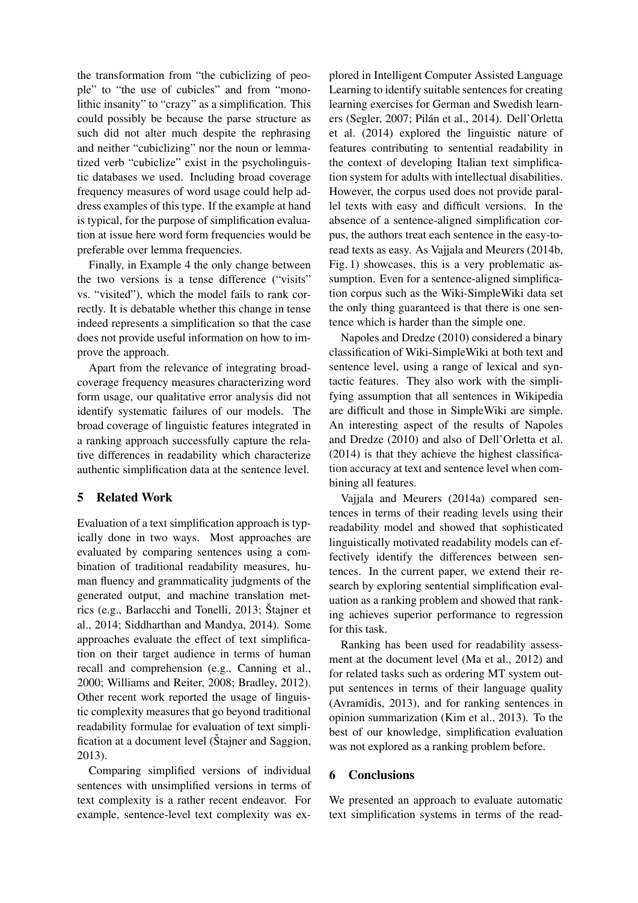the transformation from "the cubiclizing of people" to "the use of cubicles" and from "monolithic insanity" to "crazy" as a simplification. This could possibly be because the parse structure as such did not alter much despite the rephrasing and neither "cubiclizing" nor the noun or lemmatized verb "cubiclize" exist in the psycholinguistic databases we used. Including broad coverage frequency measures of word usage could help address examples of this type. If the example at hand is typical, for the purpose of simplification evaluation at issue here word form frequencies would be preferable over lemma frequencies.

Finally, in Example 4 the only change between the two versions is a tense difference ("visits" vs. "visited"), which the model fails to rank correctly. It is debatable whether this change in tense indeed represents a simplification so that the case does not provide useful information on how to improve the approach.

Apart from the relevance of integrating broad-coverage frequency measures characterizing word form usage, our qualitative error analysis did not identify systematic failures of our models. The broad coverage of linguistic features integrated in a ranking approach successfully capture the relative differences in readability which characterize authentic simplification data at the sentence level.

## 5 Related Work

Evaluation of a text simplification approach is typically done in two ways. Most approaches are evaluated by comparing sentences using a combination of traditional readability measures, human fluency and grammaticality judgments of the generated output, and machine translation metrics (e.g., Barlacchi and Tonelli, 2013; Štajner et al., 2014; Siddharthan and Mandya, 2014). Some approaches evaluate the effect of text simplification on their target audience in terms of human recall and comprehension (e.g., Canning et al., 2000; Williams and Reiter, 2008; Bradley, 2012). Other recent work reported the usage of linguistic complexity measures that go beyond traditional readability formulae for evaluation of text simplification at a document level (Štajner and Saggion, 2013).

Comparing simplified versions of individual sentences with unsimplified versions in terms of text complexity is a rather recent endeavor. For example, sentence-level text complexity was explored in Intelligent Computer Assisted Language Learning to identify suitable sentences for creating learning exercises for German and Swedish learners (Segler, 2007; Pilán et al., 2014). Dell'Orletta et al. (2014) explored the linguistic nature of features contributing to sentential readability in the context of developing Italian text simplification system for adults with intellectual disabilities. However, the corpus used does not provide parallel texts with easy and difficult versions. In the absence of a sentence-aligned simplification corpus, the authors treat each sentence in the easy-to-read texts as easy. As Vajjala and Meurers (2014b, Fig. 1) showcases, this is a very problematic assumption. Even for a sentence-aligned simplification corpus such as the Wiki-SimpleWiki data set the only thing guaranteed is that there is one sentence which is harder than the simple one.

Napoles and Dredze (2010) considered a binary classification of Wiki-SimpleWiki at both text and sentence level, using a range of lexical and syntactic features. They also work with the simplifying assumption that all sentences in Wikipedia are difficult and those in SimpleWiki are simple. An interesting aspect of the results of Napoles and Dredze (2010) and also of Dell'Orletta et al. (2014) is that they achieve the highest classification accuracy at text and sentence level when combining all features.

Vajjala and Meurers (2014a) compared sentences in terms of their reading levels using their readability model and showed that sophisticated linguistically motivated readability models can effectively identify the differences between sentences. In the current paper, we extend their research by exploring sentential simplification evaluation as a ranking problem and showed that ranking achieves superior performance to regression for this task.

Ranking has been used for readability assessment at the document level (Ma et al., 2012) and for related tasks such as ordering MT system output sentences in terms of their language quality (Avramidis, 2013), and for ranking sentences in opinion summarization (Kim et al., 2013). To the best of our knowledge, simplification evaluation was not explored as a ranking problem before.

## 6 Conclusions

We presented an approach to evaluate automatic text simplification systems in terms of the read-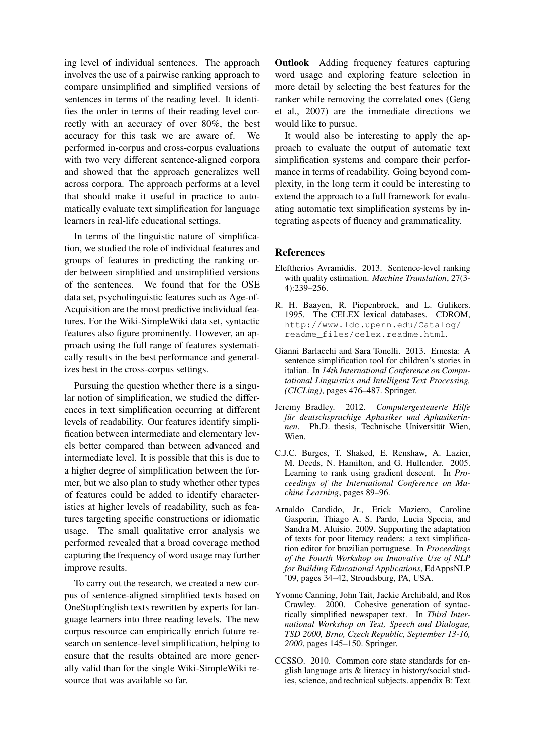ing level of individual sentences. The approach involves the use of a pairwise ranking approach to compare unsimplified and simplified versions of sentences in terms of the reading level. It identifies the order in terms of their reading level correctly with an accuracy of over 80%, the best accuracy for this task we are aware of. We performed in-corpus and cross-corpus evaluations with two very different sentence-aligned corpora and showed that the approach generalizes well across corpora. The approach performs at a level that should make it useful in practice to automatically evaluate text simplification for language learners in real-life educational settings.

In terms of the linguistic nature of simplification, we studied the role of individual features and groups of features in predicting the ranking order between simplified and unsimplified versions of the sentences. We found that for the OSE data set, psycholinguistic features such as Age-of-Acquisition are the most predictive individual features. For the Wiki-SimpleWiki data set, syntactic features also figure prominently. However, an approach using the full range of features systematically results in the best performance and generalizes best in the cross-corpus settings.

Pursuing the question whether there is a singular notion of simplification, we studied the differences in text simplification occurring at different levels of readability. Our features identify simplification between intermediate and elementary levels better compared than between advanced and intermediate level. It is possible that this is due to a higher degree of simplification between the former, but we also plan to study whether other types of features could be added to identify characteristics at higher levels of readability, such as features targeting specific constructions or idiomatic usage. The small qualitative error analysis we performed revealed that a broad coverage method capturing the frequency of word usage may further improve results.

To carry out the research, we created a new corpus of sentence-aligned simplified texts based on OneStopEnglish texts rewritten by experts for language learners into three reading levels. The new corpus resource can empirically enrich future research on sentence-level simplification, helping to ensure that the results obtained are more generally valid than for the single Wiki-SimpleWiki resource that was available so far.

**Outlook** Adding frequency features capturing word usage and exploring feature selection in more detail by selecting the best features for the ranker while removing the correlated ones (Geng et al., 2007) are the immediate directions we would like to pursue.

It would also be interesting to apply the approach to evaluate the output of automatic text simplification systems and compare their performance in terms of readability. Going beyond complexity, in the long term it could be interesting to extend the approach to a full framework for evaluating automatic text simplification systems by integrating aspects of fluency and grammaticality.

## References

Eleftherios Avramidis. 2013. Sentence-level ranking with quality estimation. *Machine Translation*, 27(3-4):239–256.

R. H. Baayen, R. Piepenbrock, and L. Gulikers. 1995. The CELEX lexical databases. CDROM, http://www.ldc.upenn.edu/Catalog/readme_files/celex.readme.html.

Gianni Barlacchi and Sara Tonelli. 2013. Ernesta: A sentence simplification tool for children's stories in italian. In *14th International Conference on Computational Linguistics and Intelligent Text Processing, (CICLing)*, pages 476–487. Springer.

Jeremy Bradley. 2012. *Computergesteuerte Hilfe für deutschsprachige Aphasiker und Aphasikerinnen*. Ph.D. thesis, Technische Universität Wien, Wien.

C.J.C. Burges, T. Shaked, E. Renshaw, A. Lazier, M. Deeds, N. Hamilton, and G. Hullender. 2005. Learning to rank using gradient descent. In *Proceedings of the International Conference on Machine Learning*, pages 89–96.

Arnaldo Candido, Jr., Erick Maziero, Caroline Gasperin, Thiago A. S. Pardo, Lucia Specia, and Sandra M. Aluisio. 2009. Supporting the adaptation of texts for poor literacy readers: a text simplification editor for brazilian portuguese. In *Proceedings of the Fourth Workshop on Innovative Use of NLP for Building Educational Applications*, EdAppsNLP '09, pages 34–42, Stroudsburg, PA, USA.

Yvonne Canning, John Tait, Jackie Archibald, and Ros Crawley. 2000. Cohesive generation of syntactically simplified newspaper text. In *Third International Workshop on Text, Speech and Dialogue, TSD 2000, Brno, Czech Republic, September 13-16, 2000*, pages 145–150. Springer.

CCSSO. 2010. Common core state standards for english language arts & literacy in history/social studies, science, and technical subjects. appendix B: Text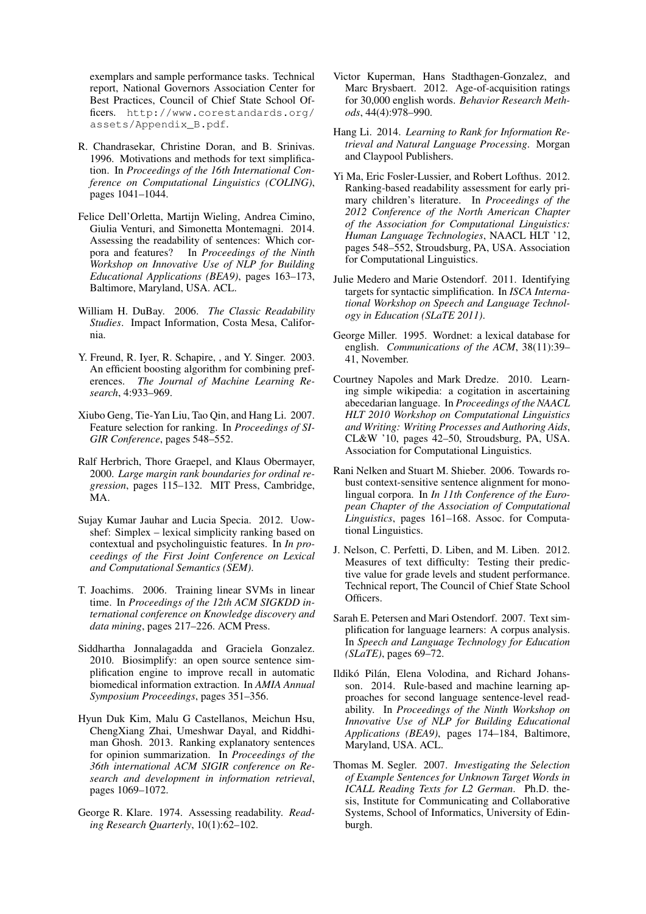exemplars and sample performance tasks. Technical report, National Governors Association Center for Best Practices, Council of Chief State School Officers. http://www.corestandards.org/assets/Appendix_B.pdf.

R. Chandrasekar, Christine Doran, and B. Srinivas. 1996. Motivations and methods for text simplification. In *Proceedings of the 16th International Conference on Computational Linguistics (COLING)*, pages 1041–1044.

Felice Dell'Orletta, Martijn Wieling, Andrea Cimino, Giulia Venturi, and Simonetta Montemagni. 2014. Assessing the readability of sentences: Which corpora and features? In *Proceedings of the Ninth Workshop on Innovative Use of NLP for Building Educational Applications (BEA9)*, pages 163–173, Baltimore, Maryland, USA. ACL.

William H. DuBay. 2006. *The Classic Readability Studies*. Impact Information, Costa Mesa, California.

Y. Freund, R. Iyer, R. Schapire, , and Y. Singer. 2003. An efficient boosting algorithm for combining preferences. *The Journal of Machine Learning Research*, 4:933–969.

Xiubo Geng, Tie-Yan Liu, Tao Qin, and Hang Li. 2007. Feature selection for ranking. In *Proceedings of SIGIR Conference*, pages 548–552.

Ralf Herbrich, Thore Graepel, and Klaus Obermayer, 2000. *Large margin rank boundaries for ordinal regression*, pages 115–132. MIT Press, Cambridge, MA.

Sujay Kumar Jauhar and Lucia Specia. 2012. Uowshef: Simplex – lexical simplicity ranking based on contextual and psycholinguistic features. In *In proceedings of the First Joint Conference on Lexical and Computational Semantics (SEM)*.

T. Joachims. 2006. Training linear SVMs in linear time. In *Proceedings of the 12th ACM SIGKDD international conference on Knowledge discovery and data mining*, pages 217–226. ACM Press.

Siddhartha Jonnalagadda and Graciela Gonzalez. 2010. Biosimplify: an open source sentence simplification engine to improve recall in automatic biomedical information extraction. In *AMIA Annual Symposium Proceedings*, pages 351–356.

Hyun Duk Kim, Malu G Castellanos, Meichun Hsu, ChengXiang Zhai, Umeshwar Dayal, and Riddhiman Ghosh. 2013. Ranking explanatory sentences for opinion summarization. In *Proceedings of the 36th international ACM SIGIR conference on Research and development in information retrieval*, pages 1069–1072.

George R. Klare. 1974. Assessing readability. *Reading Research Quarterly*, 10(1):62–102.

Victor Kuperman, Hans Stadthagen-Gonzalez, and Marc Brysbaert. 2012. Age-of-acquisition ratings for 30,000 english words. *Behavior Research Methods*, 44(4):978–990.

Hang Li. 2014. *Learning to Rank for Information Retrieval and Natural Language Processing*. Morgan and Claypool Publishers.

Yi Ma, Eric Fosler-Lussier, and Robert Lofthus. 2012. Ranking-based readability assessment for early primary children's literature. In *Proceedings of the 2012 Conference of the North American Chapter of the Association for Computational Linguistics: Human Language Technologies*, NAACL HLT '12, pages 548–552, Stroudsburg, PA, USA. Association for Computational Linguistics.

Julie Medero and Marie Ostendorf. 2011. Identifying targets for syntactic simplification. In *ISCA International Workshop on Speech and Language Technology in Education (SLaTE 2011)*.

George Miller. 1995. Wordnet: a lexical database for english. *Communications of the ACM*, 38(11):39–41, November.

Courtney Napoles and Mark Dredze. 2010. Learning simple wikipedia: a cogitation in ascertaining abecedarian language. In *Proceedings of the NAACL HLT 2010 Workshop on Computational Linguistics and Writing: Writing Processes and Authoring Aids*, CL&W '10, pages 42–50, Stroudsburg, PA, USA. Association for Computational Linguistics.

Rani Nelken and Stuart M. Shieber. 2006. Towards robust context-sensitive sentence alignment for monolingual corpora. In *In 11th Conference of the European Chapter of the Association of Computational Linguistics*, pages 161–168. Assoc. for Computational Linguistics.

J. Nelson, C. Perfetti, D. Liben, and M. Liben. 2012. Measures of text difficulty: Testing their predictive value for grade levels and student performance. Technical report, The Council of Chief State School Officers.

Sarah E. Petersen and Mari Ostendorf. 2007. Text simplification for language learners: A corpus analysis. In *Speech and Language Technology for Education (SLaTE)*, pages 69–72.

Ildikó Pilán, Elena Volodina, and Richard Johansson. 2014. Rule-based and machine learning approaches for second language sentence-level readability. In *Proceedings of the Ninth Workshop on Innovative Use of NLP for Building Educational Applications (BEA9)*, pages 174–184, Baltimore, Maryland, USA. ACL.

Thomas M. Segler. 2007. *Investigating the Selection of Example Sentences for Unknown Target Words in ICALL Reading Texts for L2 German*. Ph.D. thesis, Institute for Communicating and Collaborative Systems, School of Informatics, University of Edinburgh.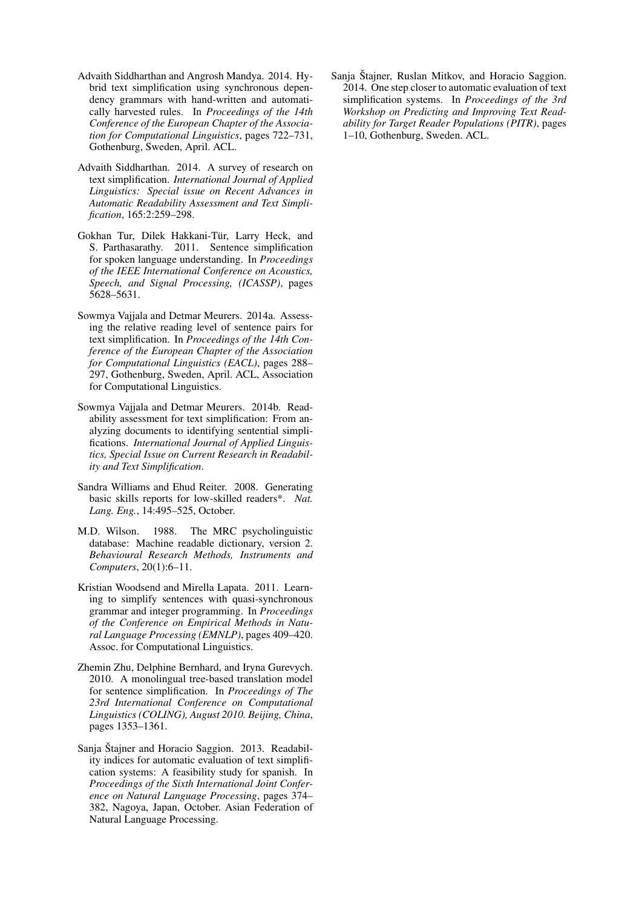Advaith Siddharthan and Angrosh Mandya. 2014. Hybrid text simplification using synchronous dependency grammars with hand-written and automatically harvested rules. In *Proceedings of the 14th Conference of the European Chapter of the Association for Computational Linguistics*, pages 722–731, Gothenburg, Sweden, April. ACL.

Advaith Siddharthan. 2014. A survey of research on text simplification. *International Journal of Applied Linguistics: Special issue on Recent Advances in Automatic Readability Assessment and Text Simplification*, 165:2:259–298.

Gokhan Tur, Dilek Hakkani-Tür, Larry Heck, and S. Parthasarathy. 2011. Sentence simplification for spoken language understanding. In *Proceedings of the IEEE International Conference on Acoustics, Speech, and Signal Processing, (ICASSP)*, pages 5628–5631.

Sowmya Vajjala and Detmar Meurers. 2014a. Assessing the relative reading level of sentence pairs for text simplification. In *Proceedings of the 14th Conference of the European Chapter of the Association for Computational Linguistics (EACL)*, pages 288–297, Gothenburg, Sweden, April. ACL, Association for Computational Linguistics.

Sowmya Vajjala and Detmar Meurers. 2014b. Readability assessment for text simplification: From analyzing documents to identifying sentential simplifications. *International Journal of Applied Linguistics, Special Issue on Current Research in Readability and Text Simplification*.

Sandra Williams and Ehud Reiter. 2008. Generating basic skills reports for low-skilled readers*. *Nat. Lang. Eng.*, 14:495–525, October.

M.D. Wilson. 1988. The MRC psycholinguistic database: Machine readable dictionary, version 2. *Behavioural Research Methods, Instruments and Computers*, 20(1):6–11.

Kristian Woodsend and Mirella Lapata. 2011. Learning to simplify sentences with quasi-synchronous grammar and integer programming. In *Proceedings of the Conference on Empirical Methods in Natural Language Processing (EMNLP)*, pages 409–420. Assoc. for Computational Linguistics.

Zhemin Zhu, Delphine Bernhard, and Iryna Gurevych. 2010. A monolingual tree-based translation model for sentence simplification. In *Proceedings of The 23rd International Conference on Computational Linguistics (COLING), August 2010. Beijing, China*, pages 1353–1361.

Sanja Štajner and Horacio Saggion. 2013. Readability indices for automatic evaluation of text simplification systems: A feasibility study for spanish. In *Proceedings of the Sixth International Joint Conference on Natural Language Processing*, pages 374–382, Nagoya, Japan, October. Asian Federation of Natural Language Processing.

Sanja Štajner, Ruslan Mitkov, and Horacio Saggion. 2014. One step closer to automatic evaluation of text simplification systems. In *Proceedings of the 3rd Workshop on Predicting and Improving Text Readability for Target Reader Populations (PITR)*, pages 1–10, Gothenburg, Sweden. ACL.